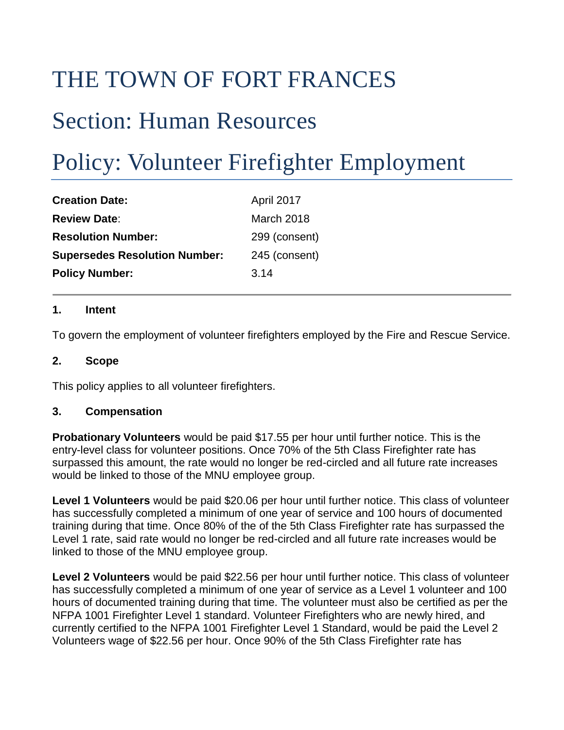# THE TOWN OF FORT FRANCES

## Section: Human Resources

## Policy: Volunteer Firefighter Employment

| | |
|---|---|
| **Creation Date:** | April 2017 |
| **Review Date**: | March 2018 |
| **Resolution Number:** | 299 (consent) |
| **Supersedes Resolution Number:** | 245 (consent) |
| **Policy Number:** | 3.14 |

### 1. Intent

To govern the employment of volunteer firefighters employed by the Fire and Rescue Service.

### 2. Scope

This policy applies to all volunteer firefighters.

### 3. Compensation

**Probationary Volunteers** would be paid $17.55 per hour until further notice. This is the entry-level class for volunteer positions. Once 70% of the 5th Class Firefighter rate has surpassed this amount, the rate would no longer be red-circled and all future rate increases would be linked to those of the MNU employee group.

**Level 1 Volunteers** would be paid $20.06 per hour until further notice. This class of volunteer has successfully completed a minimum of one year of service and 100 hours of documented training during that time. Once 80% of the of the 5th Class Firefighter rate has surpassed the Level 1 rate, said rate would no longer be red-circled and all future rate increases would be linked to those of the MNU employee group.

**Level 2 Volunteers** would be paid $22.56 per hour until further notice. This class of volunteer has successfully completed a minimum of one year of service as a Level 1 volunteer and 100 hours of documented training during that time. The volunteer must also be certified as per the NFPA 1001 Firefighter Level 1 standard. Volunteer Firefighters who are newly hired, and currently certified to the NFPA 1001 Firefighter Level 1 Standard, would be paid the Level 2 Volunteers wage of $22.56 per hour. Once 90% of the 5th Class Firefighter rate has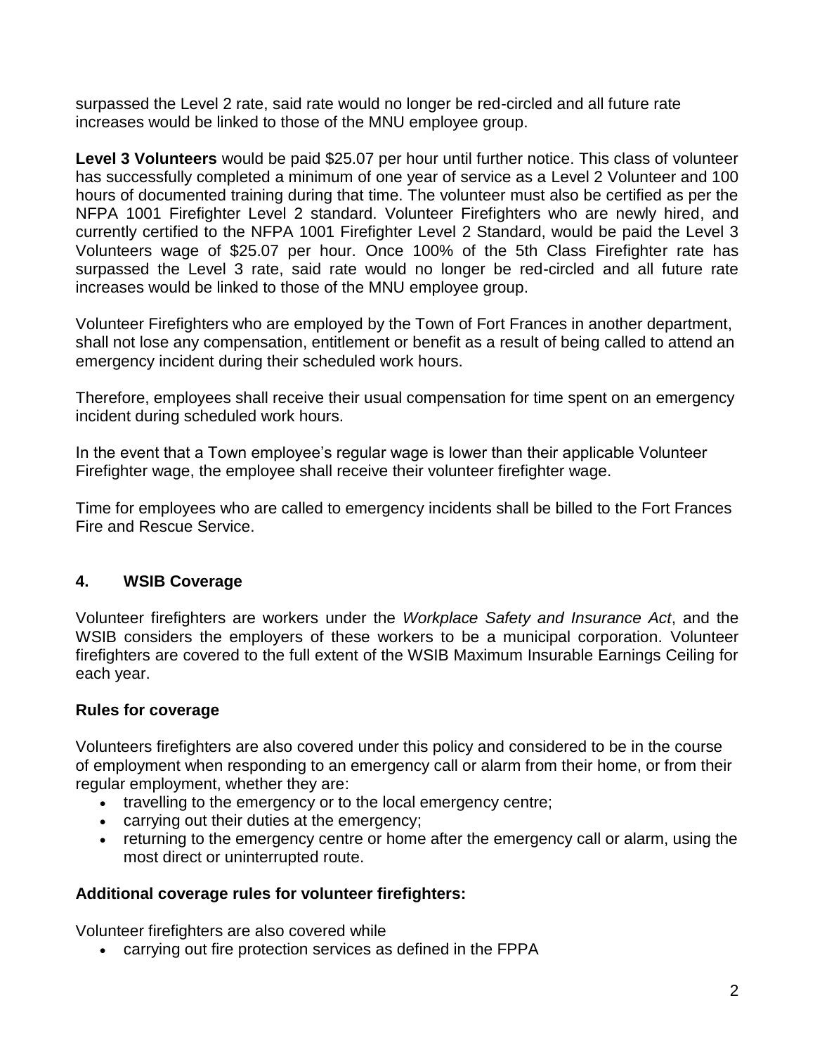surpassed the Level 2 rate, said rate would no longer be red-circled and all future rate increases would be linked to those of the MNU employee group.

**Level 3 Volunteers** would be paid $25.07 per hour until further notice. This class of volunteer has successfully completed a minimum of one year of service as a Level 2 Volunteer and 100 hours of documented training during that time. The volunteer must also be certified as per the NFPA 1001 Firefighter Level 2 standard. Volunteer Firefighters who are newly hired, and currently certified to the NFPA 1001 Firefighter Level 2 Standard, would be paid the Level 3 Volunteers wage of $25.07 per hour. Once 100% of the 5th Class Firefighter rate has surpassed the Level 3 rate, said rate would no longer be red-circled and all future rate increases would be linked to those of the MNU employee group.

Volunteer Firefighters who are employed by the Town of Fort Frances in another department, shall not lose any compensation, entitlement or benefit as a result of being called to attend an emergency incident during their scheduled work hours.

Therefore, employees shall receive their usual compensation for time spent on an emergency incident during scheduled work hours.

In the event that a Town employee's regular wage is lower than their applicable Volunteer Firefighter wage, the employee shall receive their volunteer firefighter wage.

Time for employees who are called to emergency incidents shall be billed to the Fort Frances Fire and Rescue Service.

## 4. WSIB Coverage

Volunteer firefighters are workers under the *Workplace Safety and Insurance Act*, and the WSIB considers the employers of these workers to be a municipal corporation. Volunteer firefighters are covered to the full extent of the WSIB Maximum Insurable Earnings Ceiling for each year.

### Rules for coverage

Volunteers firefighters are also covered under this policy and considered to be in the course of employment when responding to an emergency call or alarm from their home, or from their regular employment, whether they are:

- travelling to the emergency or to the local emergency centre;
- carrying out their duties at the emergency;
- returning to the emergency centre or home after the emergency call or alarm, using the most direct or uninterrupted route.

### Additional coverage rules for volunteer firefighters:

Volunteer firefighters are also covered while

- carrying out fire protection services as defined in the FPPA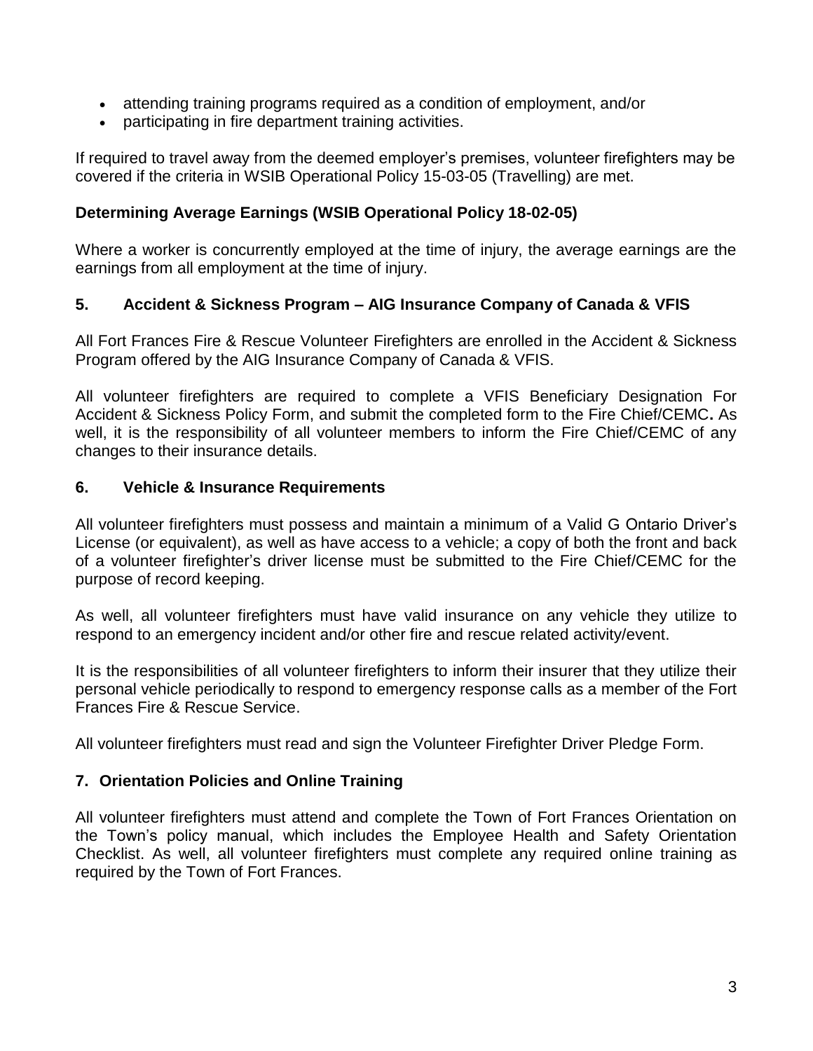- attending training programs required as a condition of employment, and/or
- participating in fire department training activities.

If required to travel away from the deemed employer's premises, volunteer firefighters may be covered if the criteria in WSIB Operational Policy 15-03-05 (Travelling) are met.

**Determining Average Earnings (WSIB Operational Policy 18-02-05)**

Where a worker is concurrently employed at the time of injury, the average earnings are the earnings from all employment at the time of injury.

## 5. Accident & Sickness Program – AIG Insurance Company of Canada & VFIS

All Fort Frances Fire & Rescue Volunteer Firefighters are enrolled in the Accident & Sickness Program offered by the AIG Insurance Company of Canada & VFIS.

All volunteer firefighters are required to complete a VFIS Beneficiary Designation For Accident & Sickness Policy Form, and submit the completed form to the Fire Chief/CEMC**.** As well, it is the responsibility of all volunteer members to inform the Fire Chief/CEMC of any changes to their insurance details.

## 6. Vehicle & Insurance Requirements

All volunteer firefighters must possess and maintain a minimum of a Valid G Ontario Driver's License (or equivalent), as well as have access to a vehicle; a copy of both the front and back of a volunteer firefighter's driver license must be submitted to the Fire Chief/CEMC for the purpose of record keeping.

As well, all volunteer firefighters must have valid insurance on any vehicle they utilize to respond to an emergency incident and/or other fire and rescue related activity/event.

It is the responsibilities of all volunteer firefighters to inform their insurer that they utilize their personal vehicle periodically to respond to emergency response calls as a member of the Fort Frances Fire & Rescue Service.

All volunteer firefighters must read and sign the Volunteer Firefighter Driver Pledge Form.

## 7. Orientation Policies and Online Training

All volunteer firefighters must attend and complete the Town of Fort Frances Orientation on the Town's policy manual, which includes the Employee Health and Safety Orientation Checklist. As well, all volunteer firefighters must complete any required online training as required by the Town of Fort Frances.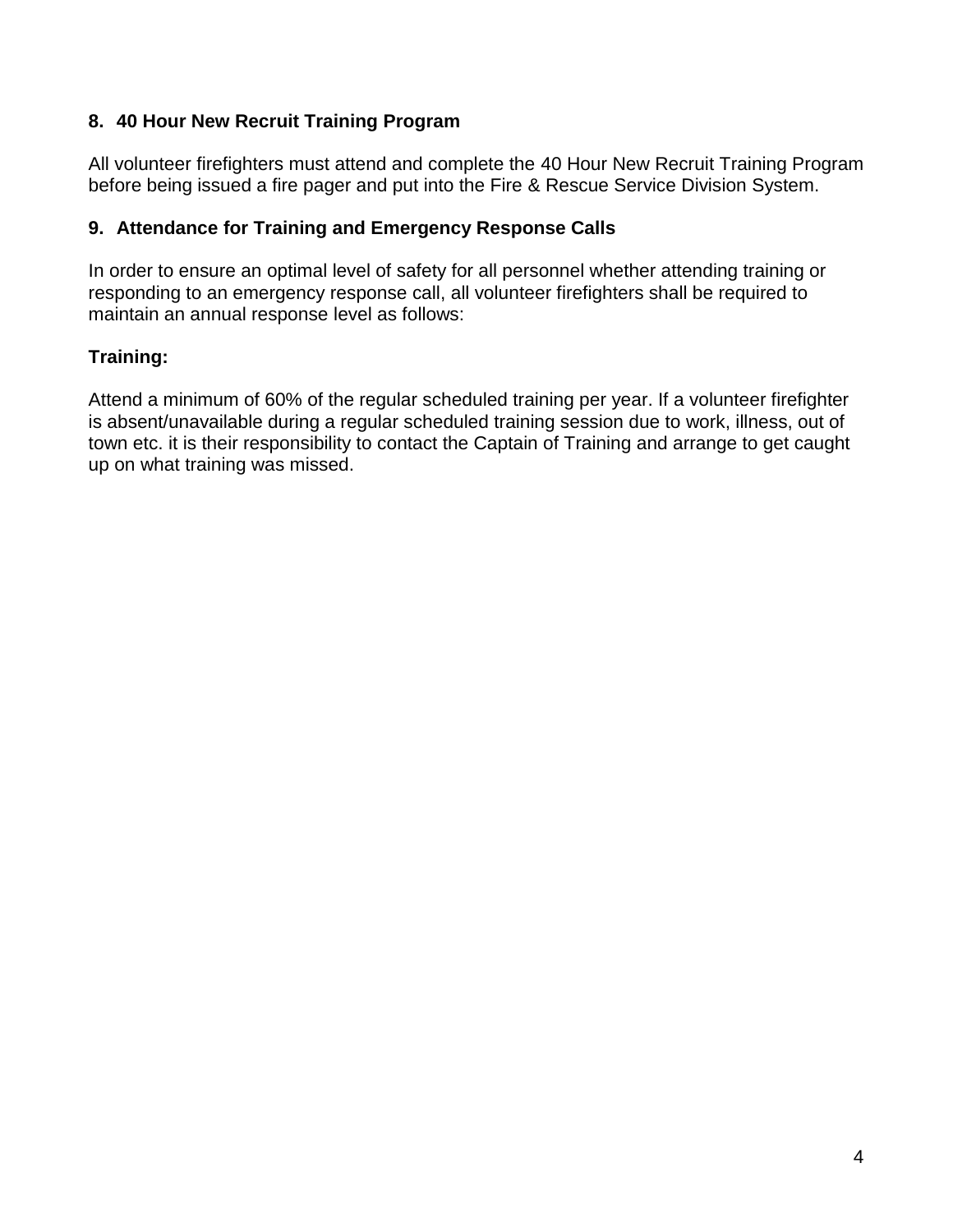## 8. 40 Hour New Recruit Training Program

All volunteer firefighters must attend and complete the 40 Hour New Recruit Training Program before being issued a fire pager and put into the Fire & Rescue Service Division System.

## 9. Attendance for Training and Emergency Response Calls

In order to ensure an optimal level of safety for all personnel whether attending training or responding to an emergency response call, all volunteer firefighters shall be required to maintain an annual response level as follows:

### Training:

Attend a minimum of 60% of the regular scheduled training per year. If a volunteer firefighter is absent/unavailable during a regular scheduled training session due to work, illness, out of town etc. it is their responsibility to contact the Captain of Training and arrange to get caught up on what training was missed.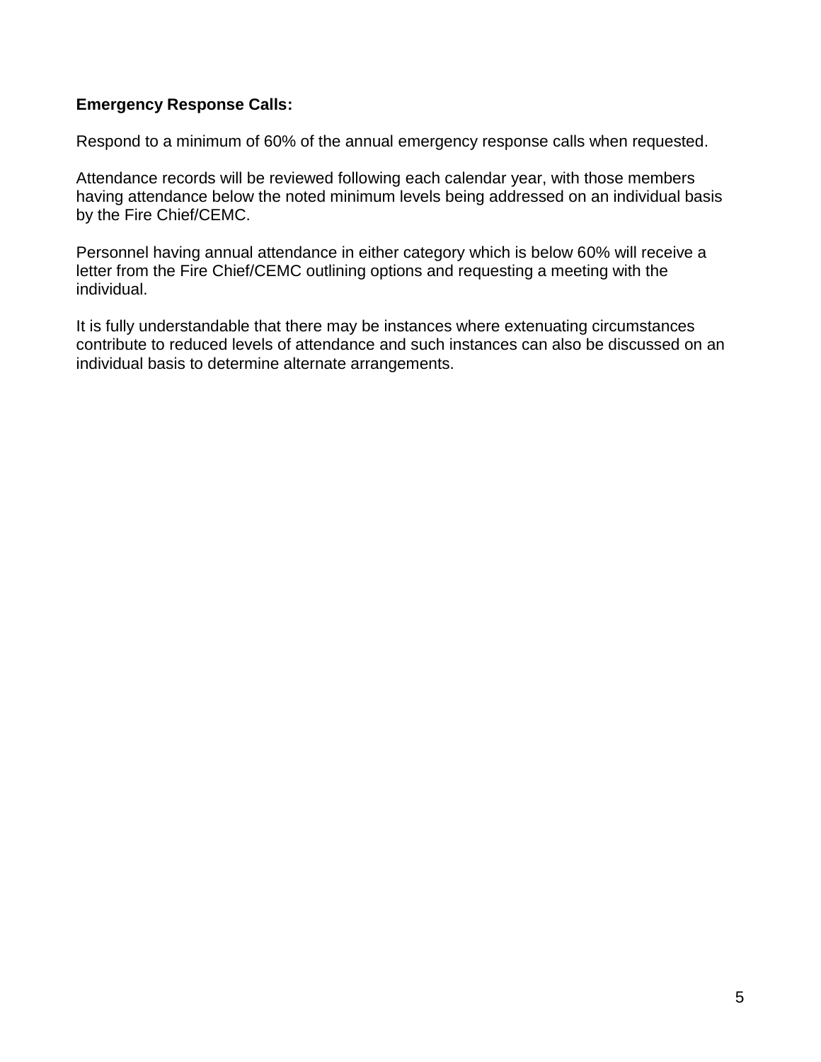**Emergency Response Calls:**

Respond to a minimum of 60% of the annual emergency response calls when requested.

Attendance records will be reviewed following each calendar year, with those members having attendance below the noted minimum levels being addressed on an individual basis by the Fire Chief/CEMC.

Personnel having annual attendance in either category which is below 60% will receive a letter from the Fire Chief/CEMC outlining options and requesting a meeting with the individual.

It is fully understandable that there may be instances where extenuating circumstances contribute to reduced levels of attendance and such instances can also be discussed on an individual basis to determine alternate arrangements.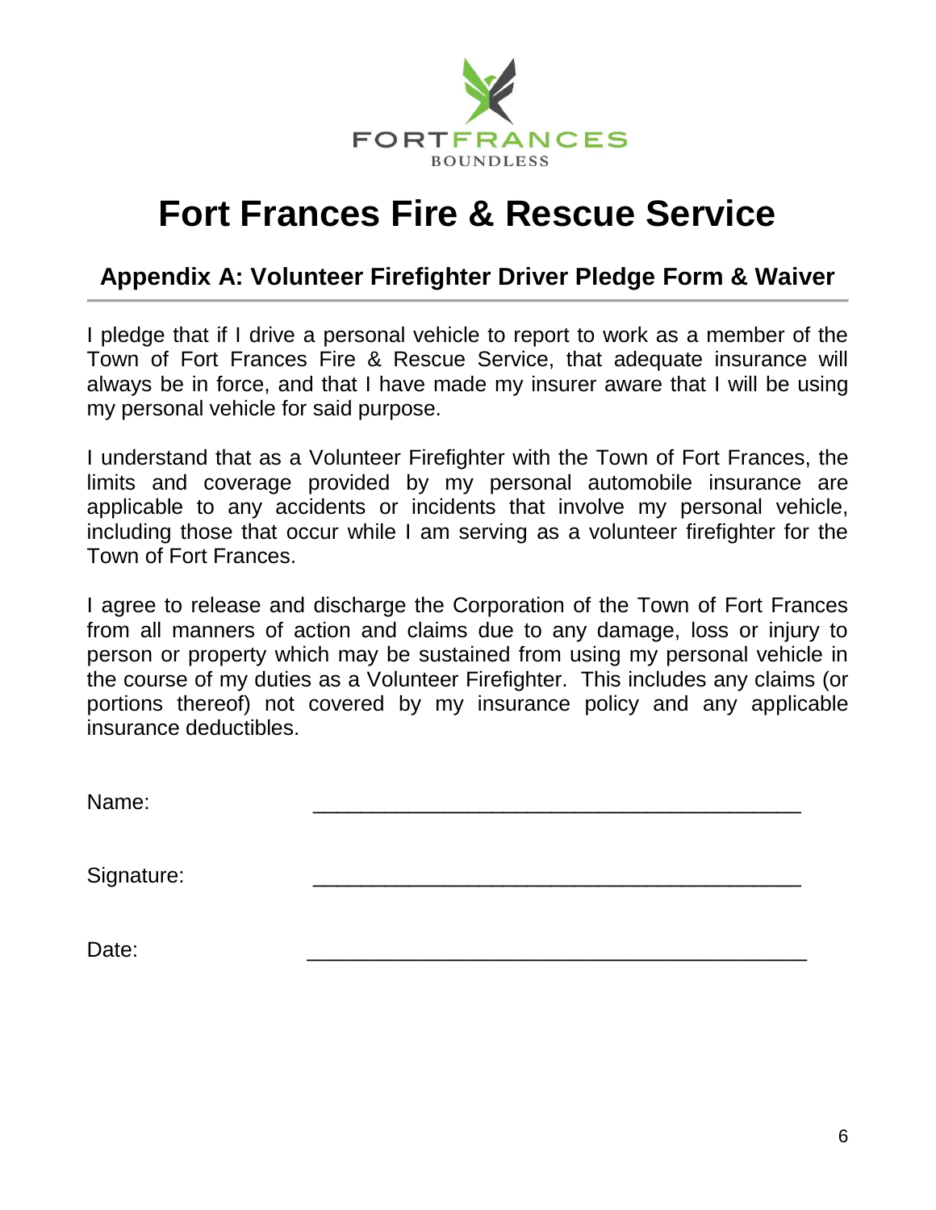FORTFRANCES
BOUNDLESS

# Fort Frances Fire & Rescue Service

## Appendix A: Volunteer Firefighter Driver Pledge Form & Waiver

I pledge that if I drive a personal vehicle to report to work as a member of the Town of Fort Frances Fire & Rescue Service, that adequate insurance will always be in force, and that I have made my insurer aware that I will be using my personal vehicle for said purpose.

I understand that as a Volunteer Firefighter with the Town of Fort Frances, the limits and coverage provided by my personal automobile insurance are applicable to any accidents or incidents that involve my personal vehicle, including those that occur while I am serving as a volunteer firefighter for the Town of Fort Frances.

I agree to release and discharge the Corporation of the Town of Fort Frances from all manners of action and claims due to any damage, loss or injury to person or property which may be sustained from using my personal vehicle in the course of my duties as a Volunteer Firefighter. This includes any claims (or portions thereof) not covered by my insurance policy and any applicable insurance deductibles.

Name: ________________________________________

Signature: ________________________________________

Date: ________________________________________